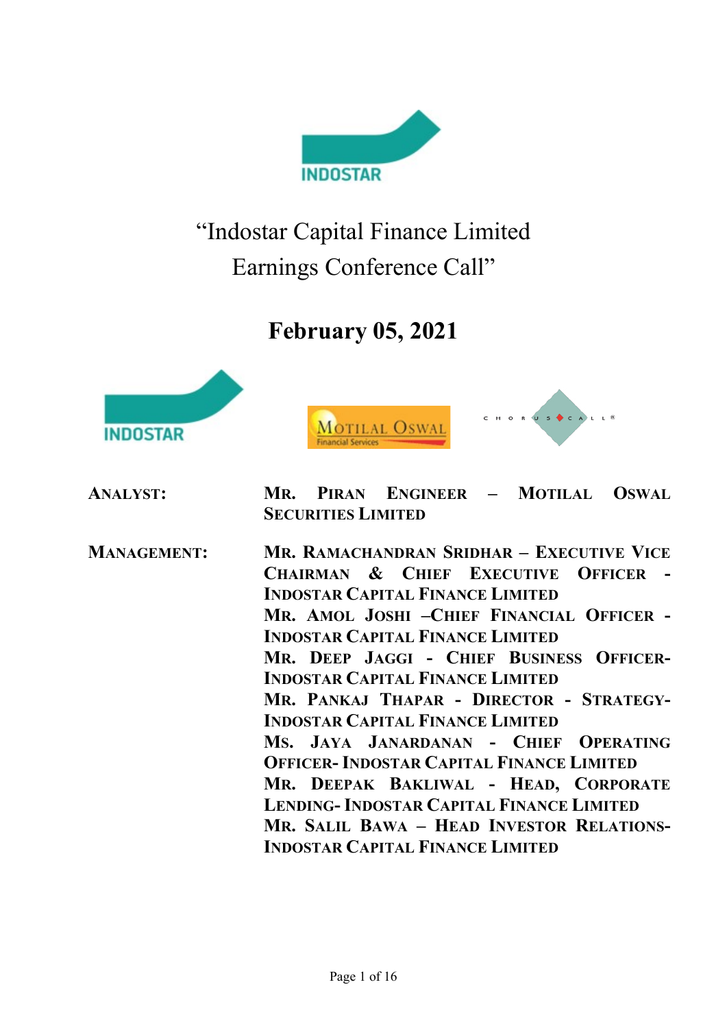# "Indostar Capital Finance Limited Earnings Conference Call"

## February 05, 2021

**ANALYST:** **MR. PIRAN ENGINEER – MOTILAL OSWAL SECURITIES LIMITED**

**MANAGEMENT:** **MR. RAMACHANDRAN SRIDHAR – EXECUTIVE VICE CHAIRMAN & CHIEF EXECUTIVE OFFICER - INDOSTAR CAPITAL FINANCE LIMITED**

**MR. AMOL JOSHI –CHIEF FINANCIAL OFFICER - INDOSTAR CAPITAL FINANCE LIMITED**

**MR. DEEP JAGGI - CHIEF BUSINESS OFFICER- INDOSTAR CAPITAL FINANCE LIMITED**

**MR. PANKAJ THAPAR - DIRECTOR - STRATEGY- INDOSTAR CAPITAL FINANCE LIMITED**

**MS. JAYA JANARDANAN - CHIEF OPERATING OFFICER- INDOSTAR CAPITAL FINANCE LIMITED**

**MR. DEEPAK BAKLIWAL - HEAD, CORPORATE LENDING- INDOSTAR CAPITAL FINANCE LIMITED**

**MR. SALIL BAWA – HEAD INVESTOR RELATIONS- INDOSTAR CAPITAL FINANCE LIMITED**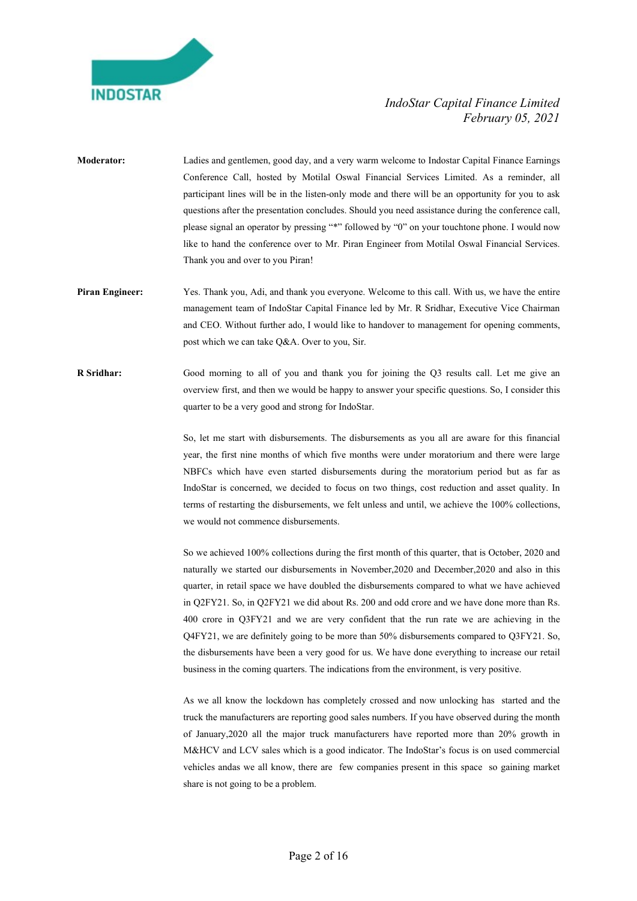**Moderator:** Ladies and gentlemen, good day, and a very warm welcome to Indostar Capital Finance Earnings Conference Call, hosted by Motilal Oswal Financial Services Limited. As a reminder, all participant lines will be in the listen-only mode and there will be an opportunity for you to ask questions after the presentation concludes. Should you need assistance during the conference call, please signal an operator by pressing "*" followed by "0" on your touchtone phone. I would now like to hand the conference over to Mr. Piran Engineer from Motilal Oswal Financial Services. Thank you and over to you Piran!

**Piran Engineer:** Yes. Thank you, Adi, and thank you everyone. Welcome to this call. With us, we have the entire management team of IndoStar Capital Finance led by Mr. R Sridhar, Executive Vice Chairman and CEO. Without further ado, I would like to handover to management for opening comments, post which we can take Q&A. Over to you, Sir.

**R Sridhar:** Good morning to all of you and thank you for joining the Q3 results call. Let me give an overview first, and then we would be happy to answer your specific questions. So, I consider this quarter to be a very good and strong for IndoStar.

So, let me start with disbursements. The disbursements as you all are aware for this financial year, the first nine months of which five months were under moratorium and there were large NBFCs which have even started disbursements during the moratorium period but as far as IndoStar is concerned, we decided to focus on two things, cost reduction and asset quality. In terms of restarting the disbursements, we felt unless and until, we achieve the 100% collections, we would not commence disbursements.

So we achieved 100% collections during the first month of this quarter, that is October, 2020 and naturally we started our disbursements in November,2020 and December,2020 and also in this quarter, in retail space we have doubled the disbursements compared to what we have achieved in Q2FY21. So, in Q2FY21 we did about Rs. 200 and odd crore and we have done more than Rs. 400 crore in Q3FY21 and we are very confident that the run rate we are achieving in the Q4FY21, we are definitely going to be more than 50% disbursements compared to Q3FY21. So, the disbursements have been a very good for us. We have done everything to increase our retail business in the coming quarters. The indications from the environment, is very positive.

As we all know the lockdown has completely crossed and now unlocking has started and the truck the manufacturers are reporting good sales numbers. If you have observed during the month of January,2020 all the major truck manufacturers have reported more than 20% growth in M&HCV and LCV sales which is a good indicator. The IndoStar's focus is on used commercial vehicles andas we all know, there are few companies present in this space so gaining market share is not going to be a problem.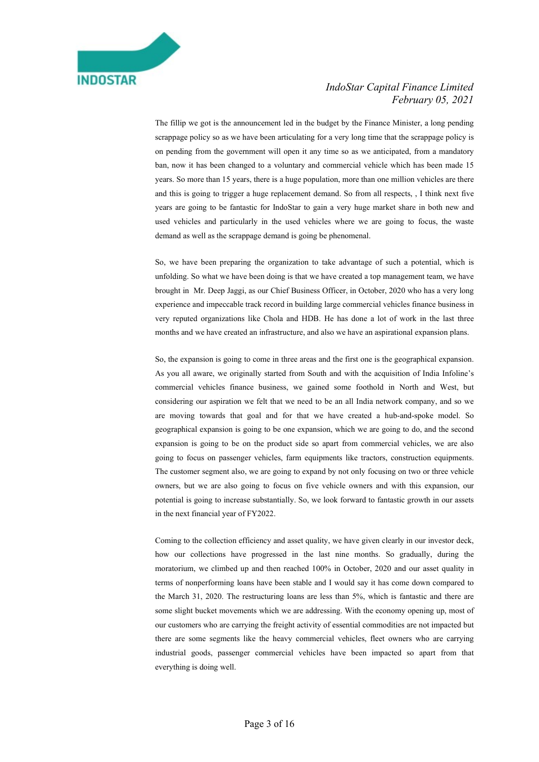The fillip we got is the announcement led in the budget by the Finance Minister, a long pending scrappage policy so as we have been articulating for a very long time that the scrappage policy is on pending from the government will open it any time so as we anticipated, from a mandatory ban, now it has been changed to a voluntary and commercial vehicle which has been made 15 years. So more than 15 years, there is a huge population, more than one million vehicles are there and this is going to trigger a huge replacement demand. So from all respects, , I think next five years are going to be fantastic for IndoStar to gain a very huge market share in both new and used vehicles and particularly in the used vehicles where we are going to focus, the waste demand as well as the scrappage demand is going be phenomenal.

So, we have been preparing the organization to take advantage of such a potential, which is unfolding. So what we have been doing is that we have created a top management team, we have brought in Mr. Deep Jaggi, as our Chief Business Officer, in October, 2020 who has a very long experience and impeccable track record in building large commercial vehicles finance business in very reputed organizations like Chola and HDB. He has done a lot of work in the last three months and we have created an infrastructure, and also we have an aspirational expansion plans.

So, the expansion is going to come in three areas and the first one is the geographical expansion. As you all aware, we originally started from South and with the acquisition of India Infoline's commercial vehicles finance business, we gained some foothold in North and West, but considering our aspiration we felt that we need to be an all India network company, and so we are moving towards that goal and for that we have created a hub-and-spoke model. So geographical expansion is going to be one expansion, which we are going to do, and the second expansion is going to be on the product side so apart from commercial vehicles, we are also going to focus on passenger vehicles, farm equipments like tractors, construction equipments. The customer segment also, we are going to expand by not only focusing on two or three vehicle owners, but we are also going to focus on five vehicle owners and with this expansion, our potential is going to increase substantially. So, we look forward to fantastic growth in our assets in the next financial year of FY2022.

Coming to the collection efficiency and asset quality, we have given clearly in our investor deck, how our collections have progressed in the last nine months. So gradually, during the moratorium, we climbed up and then reached 100% in October, 2020 and our asset quality in terms of nonperforming loans have been stable and I would say it has come down compared to the March 31, 2020. The restructuring loans are less than 5%, which is fantastic and there are some slight bucket movements which we are addressing. With the economy opening up, most of our customers who are carrying the freight activity of essential commodities are not impacted but there are some segments like the heavy commercial vehicles, fleet owners who are carrying industrial goods, passenger commercial vehicles have been impacted so apart from that everything is doing well.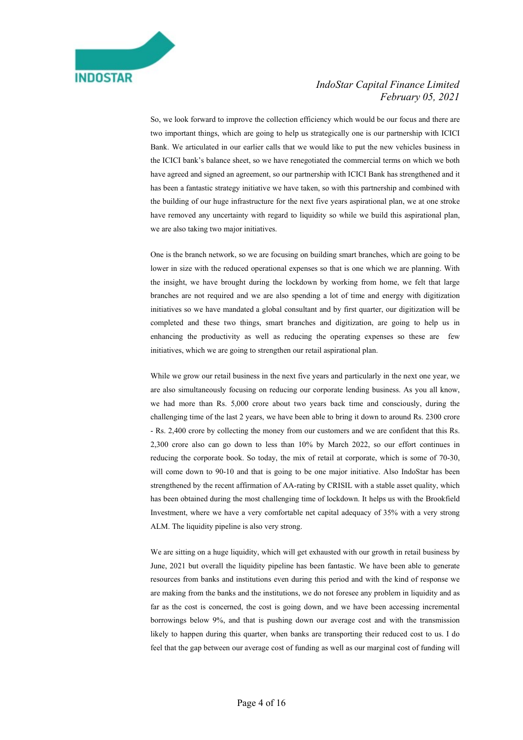So, we look forward to improve the collection efficiency which would be our focus and there are two important things, which are going to help us strategically one is our partnership with ICICI Bank. We articulated in our earlier calls that we would like to put the new vehicles business in the ICICI bank's balance sheet, so we have renegotiated the commercial terms on which we both have agreed and signed an agreement, so our partnership with ICICI Bank has strengthened and it has been a fantastic strategy initiative we have taken, so with this partnership and combined with the building of our huge infrastructure for the next five years aspirational plan, we at one stroke have removed any uncertainty with regard to liquidity so while we build this aspirational plan, we are also taking two major initiatives.

One is the branch network, so we are focusing on building smart branches, which are going to be lower in size with the reduced operational expenses so that is one which we are planning. With the insight, we have brought during the lockdown by working from home, we felt that large branches are not required and we are also spending a lot of time and energy with digitization initiatives so we have mandated a global consultant and by first quarter, our digitization will be completed and these two things, smart branches and digitization, are going to help us in enhancing the productivity as well as reducing the operating expenses so these are few initiatives, which we are going to strengthen our retail aspirational plan.

While we grow our retail business in the next five years and particularly in the next one year, we are also simultaneously focusing on reducing our corporate lending business. As you all know, we had more than Rs. 5,000 crore about two years back time and consciously, during the challenging time of the last 2 years, we have been able to bring it down to around Rs. 2300 crore - Rs. 2,400 crore by collecting the money from our customers and we are confident that this Rs. 2,300 crore also can go down to less than 10% by March 2022, so our effort continues in reducing the corporate book. So today, the mix of retail at corporate, which is some of 70-30, will come down to 90-10 and that is going to be one major initiative. Also IndoStar has been strengthened by the recent affirmation of AA-rating by CRISIL with a stable asset quality, which has been obtained during the most challenging time of lockdown. It helps us with the Brookfield Investment, where we have a very comfortable net capital adequacy of 35% with a very strong ALM. The liquidity pipeline is also very strong.

We are sitting on a huge liquidity, which will get exhausted with our growth in retail business by June, 2021 but overall the liquidity pipeline has been fantastic. We have been able to generate resources from banks and institutions even during this period and with the kind of response we are making from the banks and the institutions, we do not foresee any problem in liquidity and as far as the cost is concerned, the cost is going down, and we have been accessing incremental borrowings below 9%, and that is pushing down our average cost and with the transmission likely to happen during this quarter, when banks are transporting their reduced cost to us. I do feel that the gap between our average cost of funding as well as our marginal cost of funding will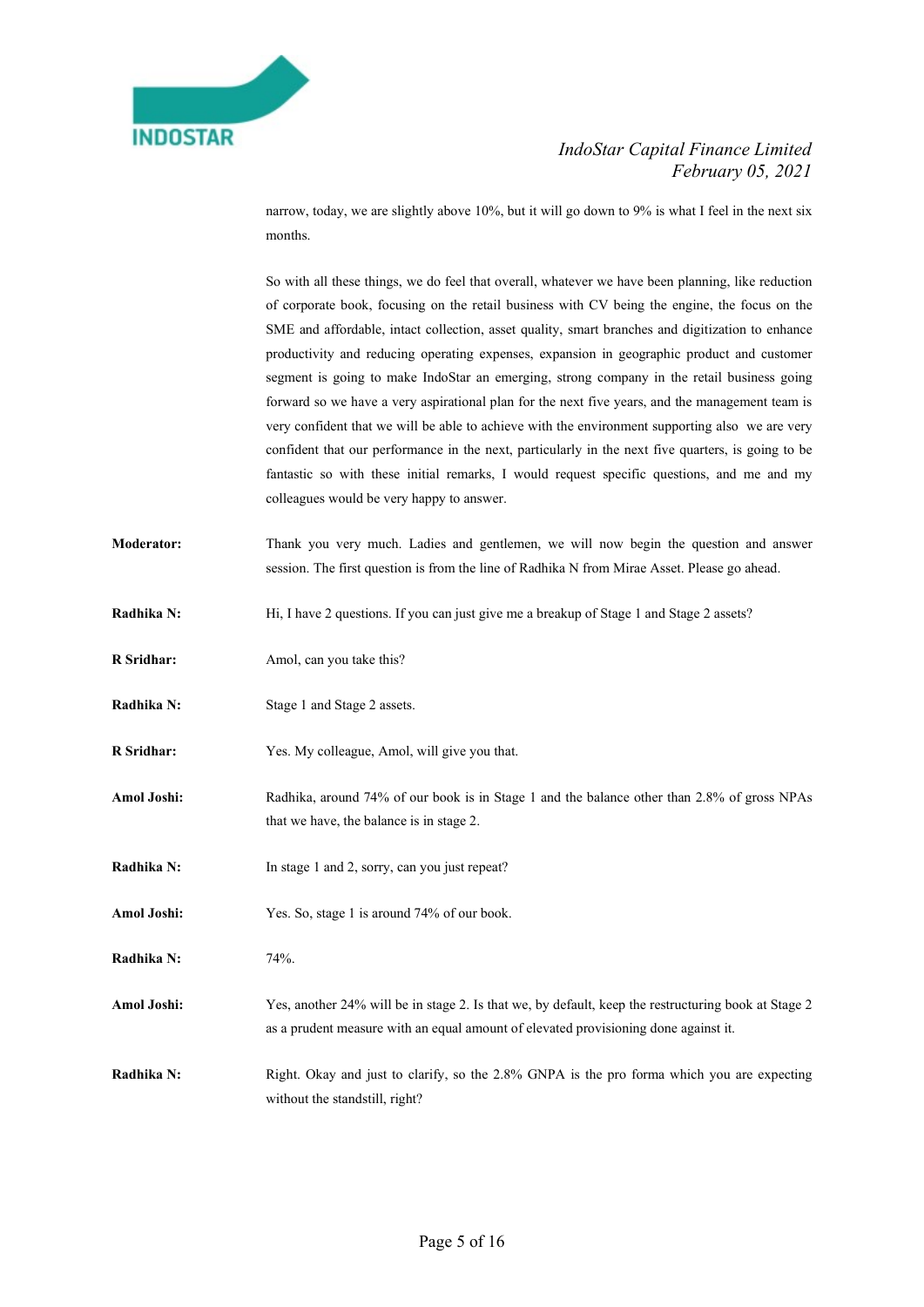narrow, today, we are slightly above 10%, but it will go down to 9% is what I feel in the next six months.

So with all these things, we do feel that overall, whatever we have been planning, like reduction of corporate book, focusing on the retail business with CV being the engine, the focus on the SME and affordable, intact collection, asset quality, smart branches and digitization to enhance productivity and reducing operating expenses, expansion in geographic product and customer segment is going to make IndoStar an emerging, strong company in the retail business going forward so we have a very aspirational plan for the next five years, and the management team is very confident that we will be able to achieve with the environment supporting also we are very confident that our performance in the next, particularly in the next five quarters, is going to be fantastic so with these initial remarks, I would request specific questions, and me and my colleagues would be very happy to answer.

**Moderator:** Thank you very much. Ladies and gentlemen, we will now begin the question and answer session. The first question is from the line of Radhika N from Mirae Asset. Please go ahead.

**Radhika N:** Hi, I have 2 questions. If you can just give me a breakup of Stage 1 and Stage 2 assets?

**R Sridhar:** Amol, can you take this?

**Radhika N:** Stage 1 and Stage 2 assets.

**R Sridhar:** Yes. My colleague, Amol, will give you that.

**Amol Joshi:** Radhika, around 74% of our book is in Stage 1 and the balance other than 2.8% of gross NPAs that we have, the balance is in stage 2.

**Radhika N:** In stage 1 and 2, sorry, can you just repeat?

**Amol Joshi:** Yes. So, stage 1 is around 74% of our book.

**Radhika N:** 74%.

**Amol Joshi:** Yes, another 24% will be in stage 2. Is that we, by default, keep the restructuring book at Stage 2 as a prudent measure with an equal amount of elevated provisioning done against it.

**Radhika N:** Right. Okay and just to clarify, so the 2.8% GNPA is the pro forma which you are expecting without the standstill, right?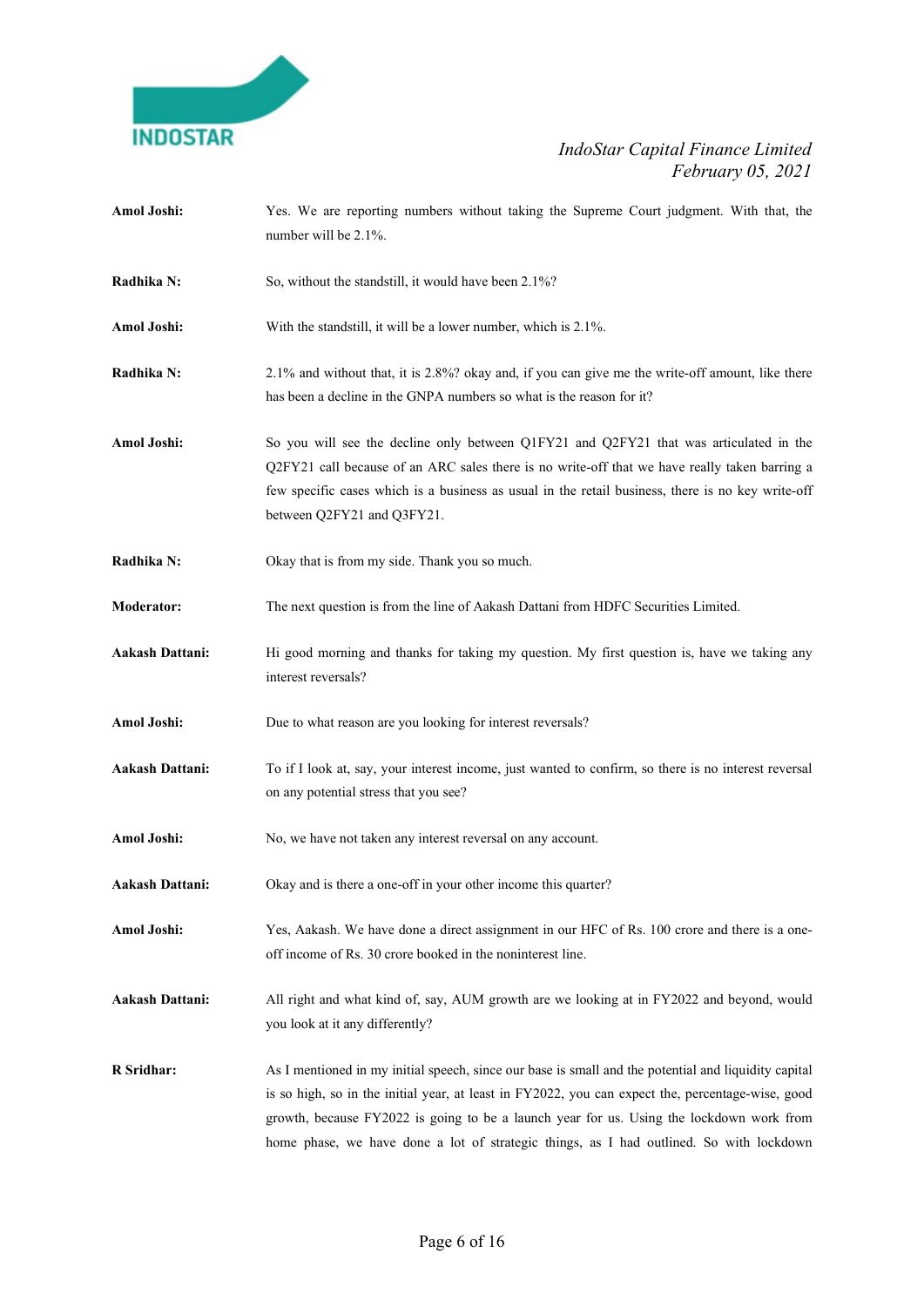**Amol Joshi:** Yes. We are reporting numbers without taking the Supreme Court judgment. With that, the number will be 2.1%.

**Radhika N:** So, without the standstill, it would have been 2.1%?

**Amol Joshi:** With the standstill, it will be a lower number, which is 2.1%.

**Radhika N:** 2.1% and without that, it is 2.8%? okay and, if you can give me the write-off amount, like there has been a decline in the GNPA numbers so what is the reason for it?

**Amol Joshi:** So you will see the decline only between Q1FY21 and Q2FY21 that was articulated in the Q2FY21 call because of an ARC sales there is no write-off that we have really taken barring a few specific cases which is a business as usual in the retail business, there is no key write-off between Q2FY21 and Q3FY21.

**Radhika N:** Okay that is from my side. Thank you so much.

**Moderator:** The next question is from the line of Aakash Dattani from HDFC Securities Limited.

**Aakash Dattani:** Hi good morning and thanks for taking my question. My first question is, have we taking any interest reversals?

**Amol Joshi:** Due to what reason are you looking for interest reversals?

**Aakash Dattani:** To if I look at, say, your interest income, just wanted to confirm, so there is no interest reversal on any potential stress that you see?

**Amol Joshi:** No, we have not taken any interest reversal on any account.

**Aakash Dattani:** Okay and is there a one-off in your other income this quarter?

**Amol Joshi:** Yes, Aakash. We have done a direct assignment in our HFC of Rs. 100 crore and there is a one-off income of Rs. 30 crore booked in the noninterest line.

**Aakash Dattani:** All right and what kind of, say, AUM growth are we looking at in FY2022 and beyond, would you look at it any differently?

**R Sridhar:** As I mentioned in my initial speech, since our base is small and the potential and liquidity capital is so high, so in the initial year, at least in FY2022, you can expect the, percentage-wise, good growth, because FY2022 is going to be a launch year for us. Using the lockdown work from home phase, we have done a lot of strategic things, as I had outlined. So with lockdown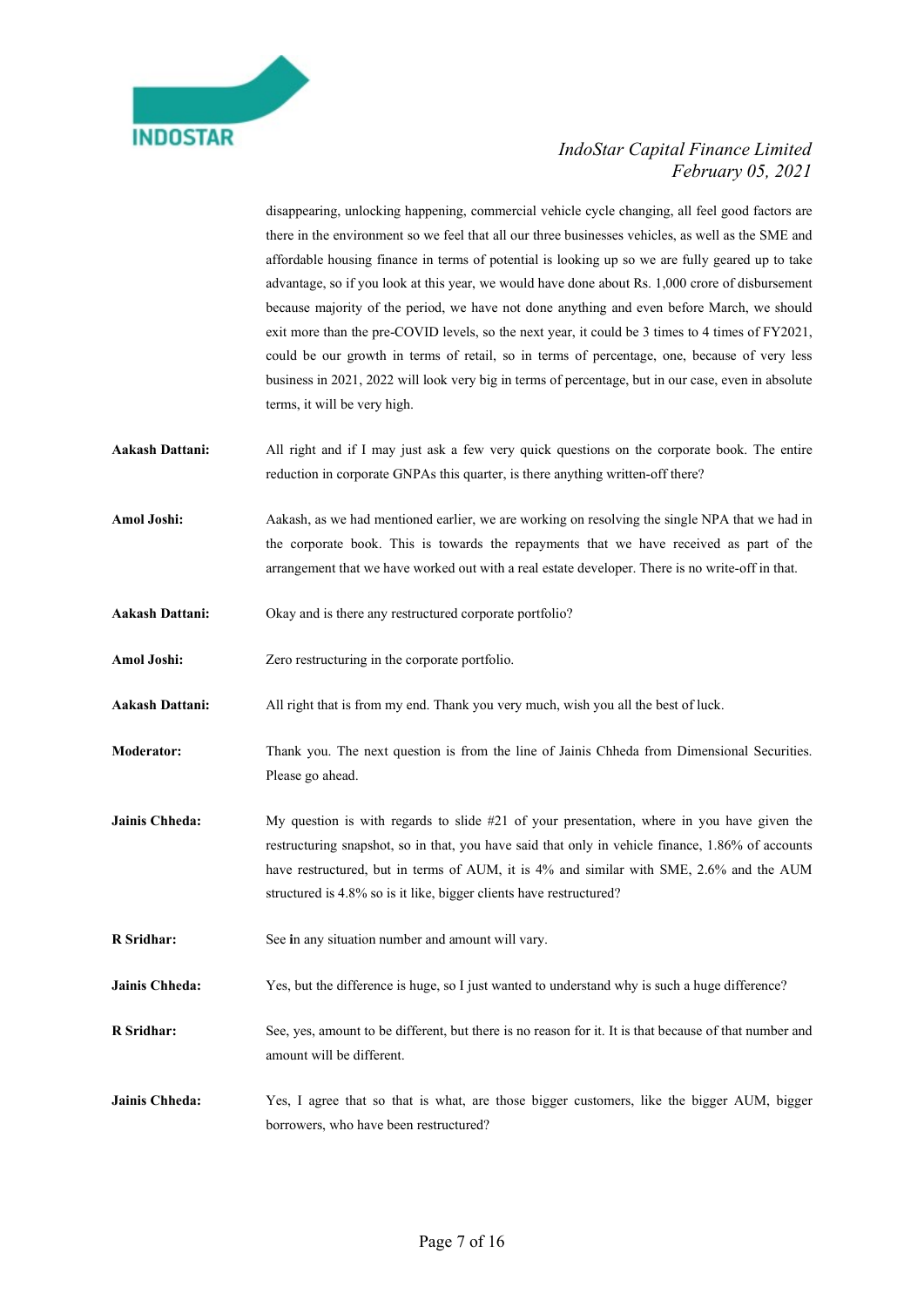disappearing, unlocking happening, commercial vehicle cycle changing, all feel good factors are there in the environment so we feel that all our three businesses vehicles, as well as the SME and affordable housing finance in terms of potential is looking up so we are fully geared up to take advantage, so if you look at this year, we would have done about Rs. 1,000 crore of disbursement because majority of the period, we have not done anything and even before March, we should exit more than the pre-COVID levels, so the next year, it could be 3 times to 4 times of FY2021, could be our growth in terms of retail, so in terms of percentage, one, because of very less business in 2021, 2022 will look very big in terms of percentage, but in our case, even in absolute terms, it will be very high.

**Aakash Dattani:** All right and if I may just ask a few very quick questions on the corporate book. The entire reduction in corporate GNPAs this quarter, is there anything written-off there?

**Amol Joshi:** Aakash, as we had mentioned earlier, we are working on resolving the single NPA that we had in the corporate book. This is towards the repayments that we have received as part of the arrangement that we have worked out with a real estate developer. There is no write-off in that.

**Aakash Dattani:** Okay and is there any restructured corporate portfolio?

**Amol Joshi:** Zero restructuring in the corporate portfolio.

**Aakash Dattani:** All right that is from my end. Thank you very much, wish you all the best of luck.

**Moderator:** Thank you. The next question is from the line of Jainis Chheda from Dimensional Securities. Please go ahead.

**Jainis Chheda:** My question is with regards to slide #21 of your presentation, where in you have given the restructuring snapshot, so in that, you have said that only in vehicle finance, 1.86% of accounts have restructured, but in terms of AUM, it is 4% and similar with SME, 2.6% and the AUM structured is 4.8% so is it like, bigger clients have restructured?

**R Sridhar:** See in any situation number and amount will vary.

**Jainis Chheda:** Yes, but the difference is huge, so I just wanted to understand why is such a huge difference?

**R Sridhar:** See, yes, amount to be different, but there is no reason for it. It is that because of that number and amount will be different.

**Jainis Chheda:** Yes, I agree that so that is what, are those bigger customers, like the bigger AUM, bigger borrowers, who have been restructured?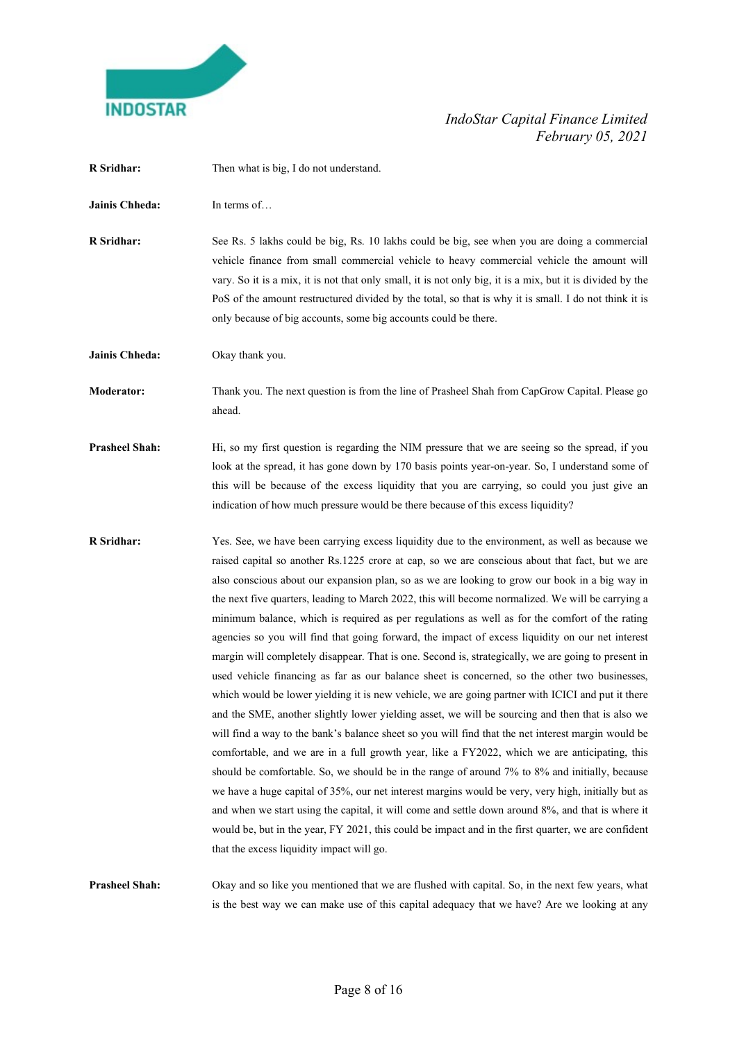**R Sridhar:** Then what is big, I do not understand.

**Jainis Chheda:** In terms of…

**R Sridhar:** See Rs. 5 lakhs could be big, Rs. 10 lakhs could be big, see when you are doing a commercial vehicle finance from small commercial vehicle to heavy commercial vehicle the amount will vary. So it is a mix, it is not that only small, it is not only big, it is a mix, but it is divided by the PoS of the amount restructured divided by the total, so that is why it is small. I do not think it is only because of big accounts, some big accounts could be there.

**Jainis Chheda:** Okay thank you.

**Moderator:** Thank you. The next question is from the line of Prasheel Shah from CapGrow Capital. Please go ahead.

**Prasheel Shah:** Hi, so my first question is regarding the NIM pressure that we are seeing so the spread, if you look at the spread, it has gone down by 170 basis points year-on-year. So, I understand some of this will be because of the excess liquidity that you are carrying, so could you just give an indication of how much pressure would be there because of this excess liquidity?

**R Sridhar:** Yes. See, we have been carrying excess liquidity due to the environment, as well as because we raised capital so another Rs.1225 crore at cap, so we are conscious about that fact, but we are also conscious about our expansion plan, so as we are looking to grow our book in a big way in the next five quarters, leading to March 2022, this will become normalized. We will be carrying a minimum balance, which is required as per regulations as well as for the comfort of the rating agencies so you will find that going forward, the impact of excess liquidity on our net interest margin will completely disappear. That is one. Second is, strategically, we are going to present in used vehicle financing as far as our balance sheet is concerned, so the other two businesses, which would be lower yielding it is new vehicle, we are going partner with ICICI and put it there and the SME, another slightly lower yielding asset, we will be sourcing and then that is also we will find a way to the bank's balance sheet so you will find that the net interest margin would be comfortable, and we are in a full growth year, like a FY2022, which we are anticipating, this should be comfortable. So, we should be in the range of around 7% to 8% and initially, because we have a huge capital of 35%, our net interest margins would be very, very high, initially but as and when we start using the capital, it will come and settle down around 8%, and that is where it would be, but in the year, FY 2021, this could be impact and in the first quarter, we are confident that the excess liquidity impact will go.

**Prasheel Shah:** Okay and so like you mentioned that we are flushed with capital. So, in the next few years, what is the best way we can make use of this capital adequacy that we have? Are we looking at any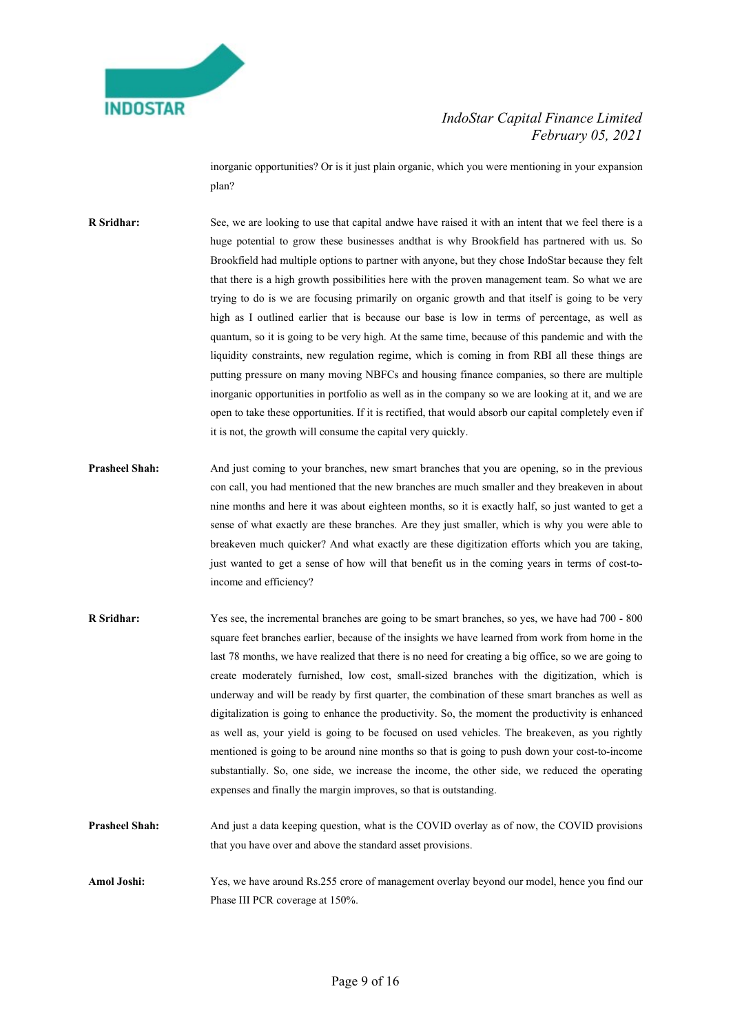inorganic opportunities? Or is it just plain organic, which you were mentioning in your expansion plan?

**R Sridhar:** See, we are looking to use that capital andwe have raised it with an intent that we feel there is a huge potential to grow these businesses andthat is why Brookfield has partnered with us. So Brookfield had multiple options to partner with anyone, but they chose IndoStar because they felt that there is a high growth possibilities here with the proven management team. So what we are trying to do is we are focusing primarily on organic growth and that itself is going to be very high as I outlined earlier that is because our base is low in terms of percentage, as well as quantum, so it is going to be very high. At the same time, because of this pandemic and with the liquidity constraints, new regulation regime, which is coming in from RBI all these things are putting pressure on many moving NBFCs and housing finance companies, so there are multiple inorganic opportunities in portfolio as well as in the company so we are looking at it, and we are open to take these opportunities. If it is rectified, that would absorb our capital completely even if it is not, the growth will consume the capital very quickly.

**Prasheel Shah:** And just coming to your branches, new smart branches that you are opening, so in the previous con call, you had mentioned that the new branches are much smaller and they breakeven in about nine months and here it was about eighteen months, so it is exactly half, so just wanted to get a sense of what exactly are these branches. Are they just smaller, which is why you were able to breakeven much quicker? And what exactly are these digitization efforts which you are taking, just wanted to get a sense of how will that benefit us in the coming years in terms of cost-to-income and efficiency?

**R Sridhar:** Yes see, the incremental branches are going to be smart branches, so yes, we have had 700 - 800 square feet branches earlier, because of the insights we have learned from work from home in the last 78 months, we have realized that there is no need for creating a big office, so we are going to create moderately furnished, low cost, small-sized branches with the digitization, which is underway and will be ready by first quarter, the combination of these smart branches as well as digitalization is going to enhance the productivity. So, the moment the productivity is enhanced as well as, your yield is going to be focused on used vehicles. The breakeven, as you rightly mentioned is going to be around nine months so that is going to push down your cost-to-income substantially. So, one side, we increase the income, the other side, we reduced the operating expenses and finally the margin improves, so that is outstanding.

**Prasheel Shah:** And just a data keeping question, what is the COVID overlay as of now, the COVID provisions that you have over and above the standard asset provisions.

**Amol Joshi:** Yes, we have around Rs.255 crore of management overlay beyond our model, hence you find our Phase III PCR coverage at 150%.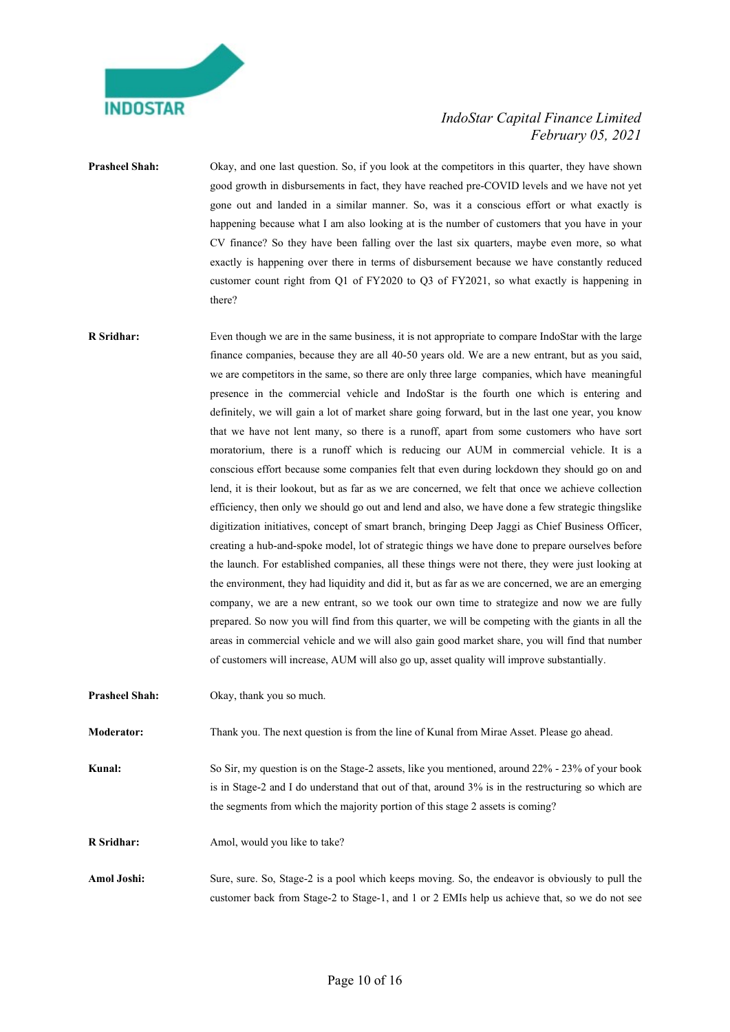**Prasheel Shah:** Okay, and one last question. So, if you look at the competitors in this quarter, they have shown good growth in disbursements in fact, they have reached pre-COVID levels and we have not yet gone out and landed in a similar manner. So, was it a conscious effort or what exactly is happening because what I am also looking at is the number of customers that you have in your CV finance? So they have been falling over the last six quarters, maybe even more, so what exactly is happening over there in terms of disbursement because we have constantly reduced customer count right from Q1 of FY2020 to Q3 of FY2021, so what exactly is happening in there?

**R Sridhar:** Even though we are in the same business, it is not appropriate to compare IndoStar with the large finance companies, because they are all 40-50 years old. We are a new entrant, but as you said, we are competitors in the same, so there are only three large companies, which have meaningful presence in the commercial vehicle and IndoStar is the fourth one which is entering and definitely, we will gain a lot of market share going forward, but in the last one year, you know that we have not lent many, so there is a runoff, apart from some customers who have sort moratorium, there is a runoff which is reducing our AUM in commercial vehicle. It is a conscious effort because some companies felt that even during lockdown they should go on and lend, it is their lookout, but as far as we are concerned, we felt that once we achieve collection efficiency, then only we should go out and lend and also, we have done a few strategic thingslike digitization initiatives, concept of smart branch, bringing Deep Jaggi as Chief Business Officer, creating a hub-and-spoke model, lot of strategic things we have done to prepare ourselves before the launch. For established companies, all these things were not there, they were just looking at the environment, they had liquidity and did it, but as far as we are concerned, we are an emerging company, we are a new entrant, so we took our own time to strategize and now we are fully prepared. So now you will find from this quarter, we will be competing with the giants in all the areas in commercial vehicle and we will also gain good market share, you will find that number of customers will increase, AUM will also go up, asset quality will improve substantially.

**Prasheel Shah:** Okay, thank you so much.

**Moderator:** Thank you. The next question is from the line of Kunal from Mirae Asset. Please go ahead.

**Kunal:** So Sir, my question is on the Stage-2 assets, like you mentioned, around 22% - 23% of your book is in Stage-2 and I do understand that out of that, around 3% is in the restructuring so which are the segments from which the majority portion of this stage 2 assets is coming?

**R Sridhar:** Amol, would you like to take?

**Amol Joshi:** Sure, sure. So, Stage-2 is a pool which keeps moving. So, the endeavor is obviously to pull the customer back from Stage-2 to Stage-1, and 1 or 2 EMIs help us achieve that, so we do not see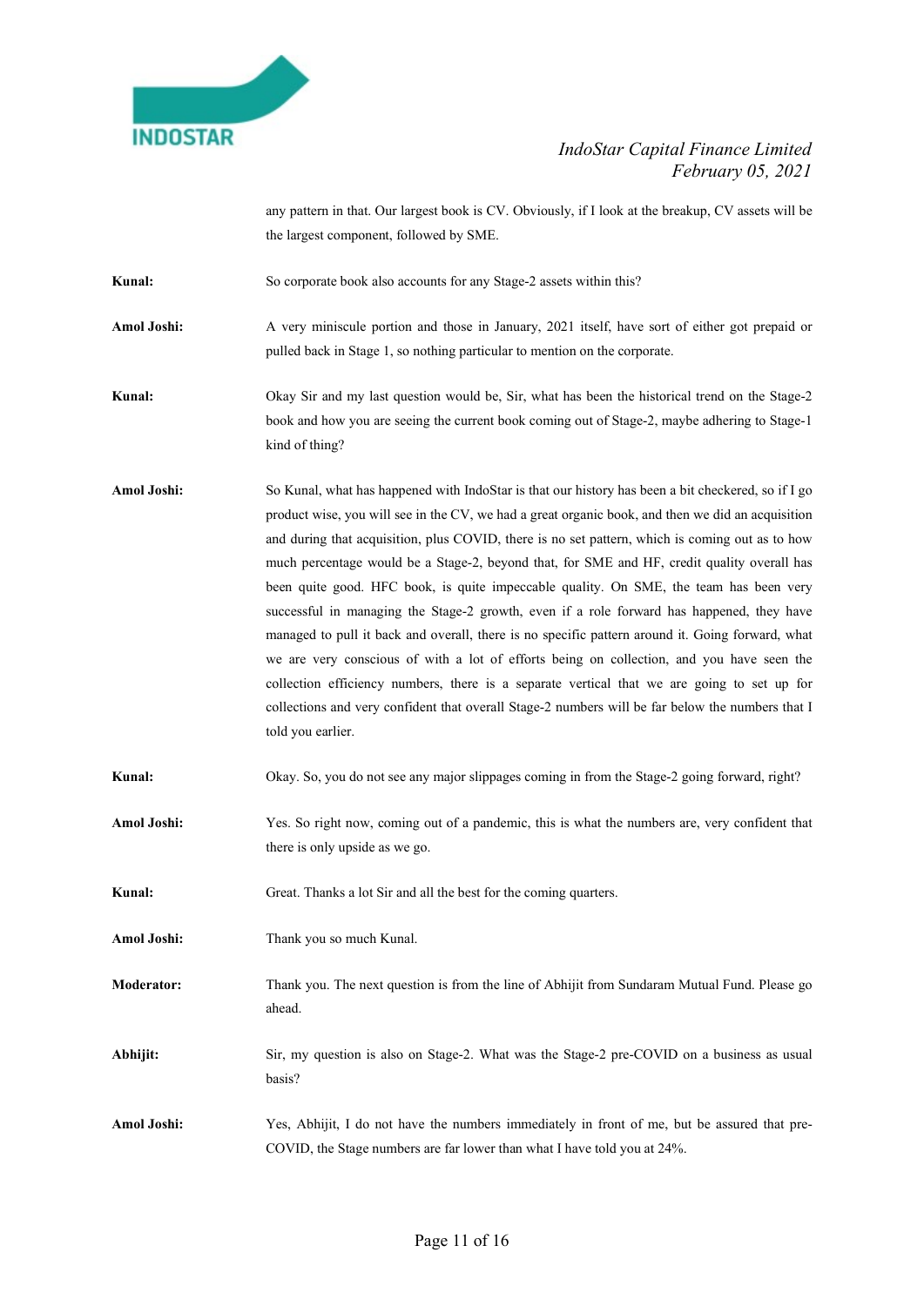any pattern in that. Our largest book is CV. Obviously, if I look at the breakup, CV assets will be the largest component, followed by SME.

**Kunal:** So corporate book also accounts for any Stage-2 assets within this?

**Amol Joshi:** A very miniscule portion and those in January, 2021 itself, have sort of either got prepaid or pulled back in Stage 1, so nothing particular to mention on the corporate.

**Kunal:** Okay Sir and my last question would be, Sir, what has been the historical trend on the Stage-2 book and how you are seeing the current book coming out of Stage-2, maybe adhering to Stage-1 kind of thing?

**Amol Joshi:** So Kunal, what has happened with IndoStar is that our history has been a bit checkered, so if I go product wise, you will see in the CV, we had a great organic book, and then we did an acquisition and during that acquisition, plus COVID, there is no set pattern, which is coming out as to how much percentage would be a Stage-2, beyond that, for SME and HF, credit quality overall has been quite good. HFC book, is quite impeccable quality. On SME, the team has been very successful in managing the Stage-2 growth, even if a role forward has happened, they have managed to pull it back and overall, there is no specific pattern around it. Going forward, what we are very conscious of with a lot of efforts being on collection, and you have seen the collection efficiency numbers, there is a separate vertical that we are going to set up for collections and very confident that overall Stage-2 numbers will be far below the numbers that I told you earlier.

**Kunal:** Okay. So, you do not see any major slippages coming in from the Stage-2 going forward, right?

**Amol Joshi:** Yes. So right now, coming out of a pandemic, this is what the numbers are, very confident that there is only upside as we go.

**Kunal:** Great. Thanks a lot Sir and all the best for the coming quarters.

**Amol Joshi:** Thank you so much Kunal.

**Moderator:** Thank you. The next question is from the line of Abhijit from Sundaram Mutual Fund. Please go ahead.

**Abhijit:** Sir, my question is also on Stage-2. What was the Stage-2 pre-COVID on a business as usual basis?

**Amol Joshi:** Yes, Abhijit, I do not have the numbers immediately in front of me, but be assured that pre-COVID, the Stage numbers are far lower than what I have told you at 24%.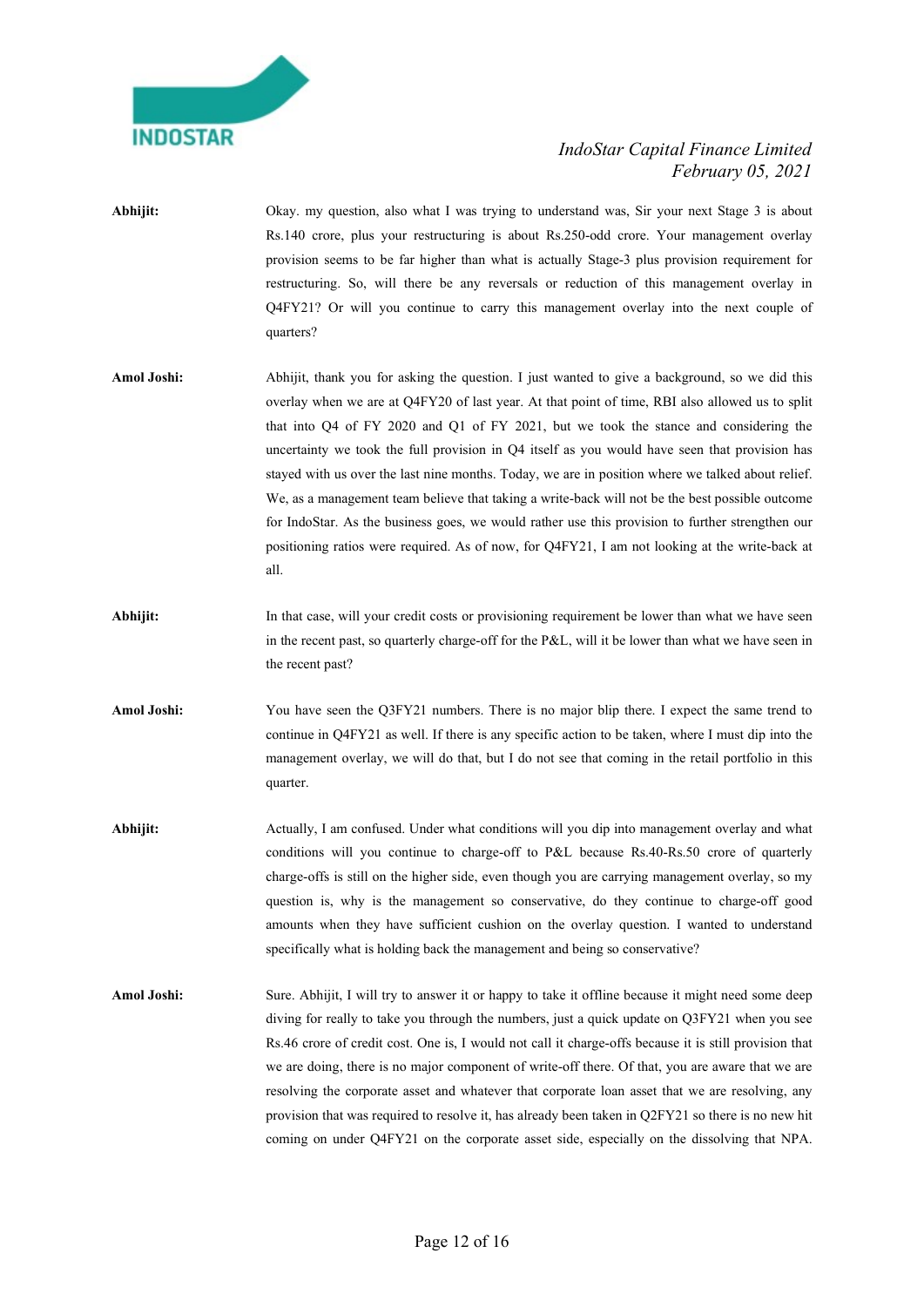**Abhijit:** Okay. my question, also what I was trying to understand was, Sir your next Stage 3 is about Rs.140 crore, plus your restructuring is about Rs.250-odd crore. Your management overlay provision seems to be far higher than what is actually Stage-3 plus provision requirement for restructuring. So, will there be any reversals or reduction of this management overlay in Q4FY21? Or will you continue to carry this management overlay into the next couple of quarters?

**Amol Joshi:** Abhijit, thank you for asking the question. I just wanted to give a background, so we did this overlay when we are at Q4FY20 of last year. At that point of time, RBI also allowed us to split that into Q4 of FY 2020 and Q1 of FY 2021, but we took the stance and considering the uncertainty we took the full provision in Q4 itself as you would have seen that provision has stayed with us over the last nine months. Today, we are in position where we talked about relief. We, as a management team believe that taking a write-back will not be the best possible outcome for IndoStar. As the business goes, we would rather use this provision to further strengthen our positioning ratios were required. As of now, for Q4FY21, I am not looking at the write-back at all.

**Abhijit:** In that case, will your credit costs or provisioning requirement be lower than what we have seen in the recent past, so quarterly charge-off for the P&L, will it be lower than what we have seen in the recent past?

**Amol Joshi:** You have seen the Q3FY21 numbers. There is no major blip there. I expect the same trend to continue in Q4FY21 as well. If there is any specific action to be taken, where I must dip into the management overlay, we will do that, but I do not see that coming in the retail portfolio in this quarter.

**Abhijit:** Actually, I am confused. Under what conditions will you dip into management overlay and what conditions will you continue to charge-off to P&L because Rs.40-Rs.50 crore of quarterly charge-offs is still on the higher side, even though you are carrying management overlay, so my question is, why is the management so conservative, do they continue to charge-off good amounts when they have sufficient cushion on the overlay question. I wanted to understand specifically what is holding back the management and being so conservative?

**Amol Joshi:** Sure. Abhijit, I will try to answer it or happy to take it offline because it might need some deep diving for really to take you through the numbers, just a quick update on Q3FY21 when you see Rs.46 crore of credit cost. One is, I would not call it charge-offs because it is still provision that we are doing, there is no major component of write-off there. Of that, you are aware that we are resolving the corporate asset and whatever that corporate loan asset that we are resolving, any provision that was required to resolve it, has already been taken in Q2FY21 so there is no new hit coming on under Q4FY21 on the corporate asset side, especially on the dissolving that NPA.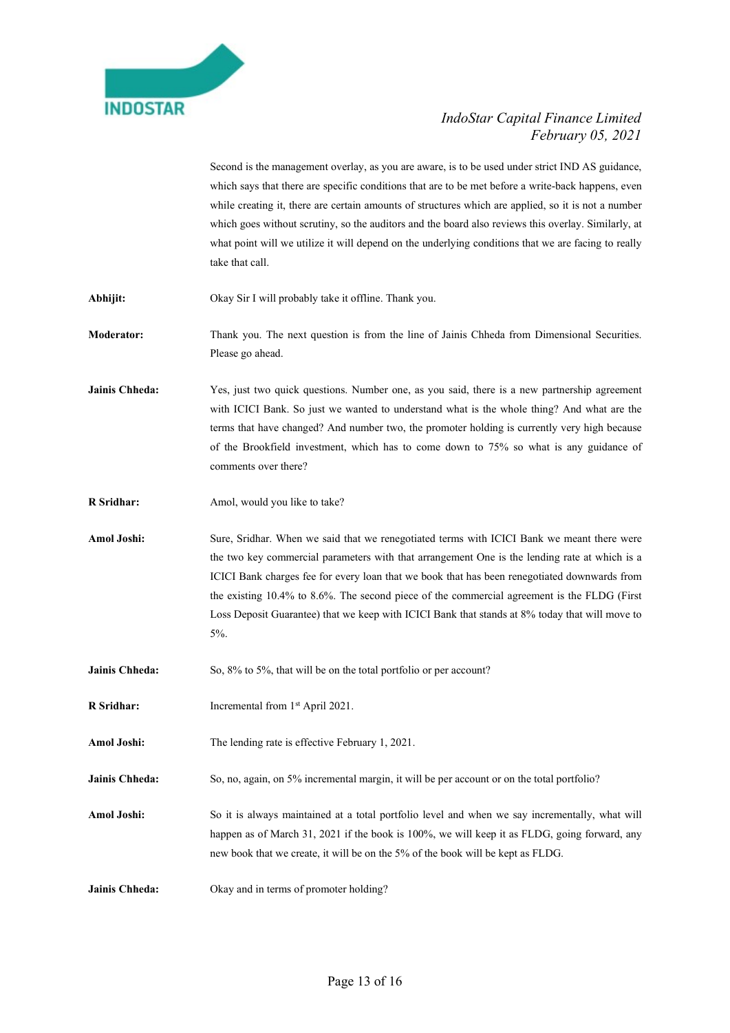Second is the management overlay, as you are aware, is to be used under strict IND AS guidance, which says that there are specific conditions that are to be met before a write-back happens, even while creating it, there are certain amounts of structures which are applied, so it is not a number which goes without scrutiny, so the auditors and the board also reviews this overlay. Similarly, at what point will we utilize it will depend on the underlying conditions that we are facing to really take that call.

**Abhijit:** Okay Sir I will probably take it offline. Thank you.

**Moderator:** Thank you. The next question is from the line of Jainis Chheda from Dimensional Securities. Please go ahead.

**Jainis Chheda:** Yes, just two quick questions. Number one, as you said, there is a new partnership agreement with ICICI Bank. So just we wanted to understand what is the whole thing? And what are the terms that have changed? And number two, the promoter holding is currently very high because of the Brookfield investment, which has to come down to 75% so what is any guidance of comments over there?

**R Sridhar:** Amol, would you like to take?

**Amol Joshi:** Sure, Sridhar. When we said that we renegotiated terms with ICICI Bank we meant there were the two key commercial parameters with that arrangement One is the lending rate at which is a ICICI Bank charges fee for every loan that we book that has been renegotiated downwards from the existing 10.4% to 8.6%. The second piece of the commercial agreement is the FLDG (First Loss Deposit Guarantee) that we keep with ICICI Bank that stands at 8% today that will move to 5%.

**Jainis Chheda:** So, 8% to 5%, that will be on the total portfolio or per account?

**R Sridhar:** Incremental from 1st April 2021.

**Amol Joshi:** The lending rate is effective February 1, 2021.

**Jainis Chheda:** So, no, again, on 5% incremental margin, it will be per account or on the total portfolio?

**Amol Joshi:** So it is always maintained at a total portfolio level and when we say incrementally, what will happen as of March 31, 2021 if the book is 100%, we will keep it as FLDG, going forward, any new book that we create, it will be on the 5% of the book will be kept as FLDG.

**Jainis Chheda:** Okay and in terms of promoter holding?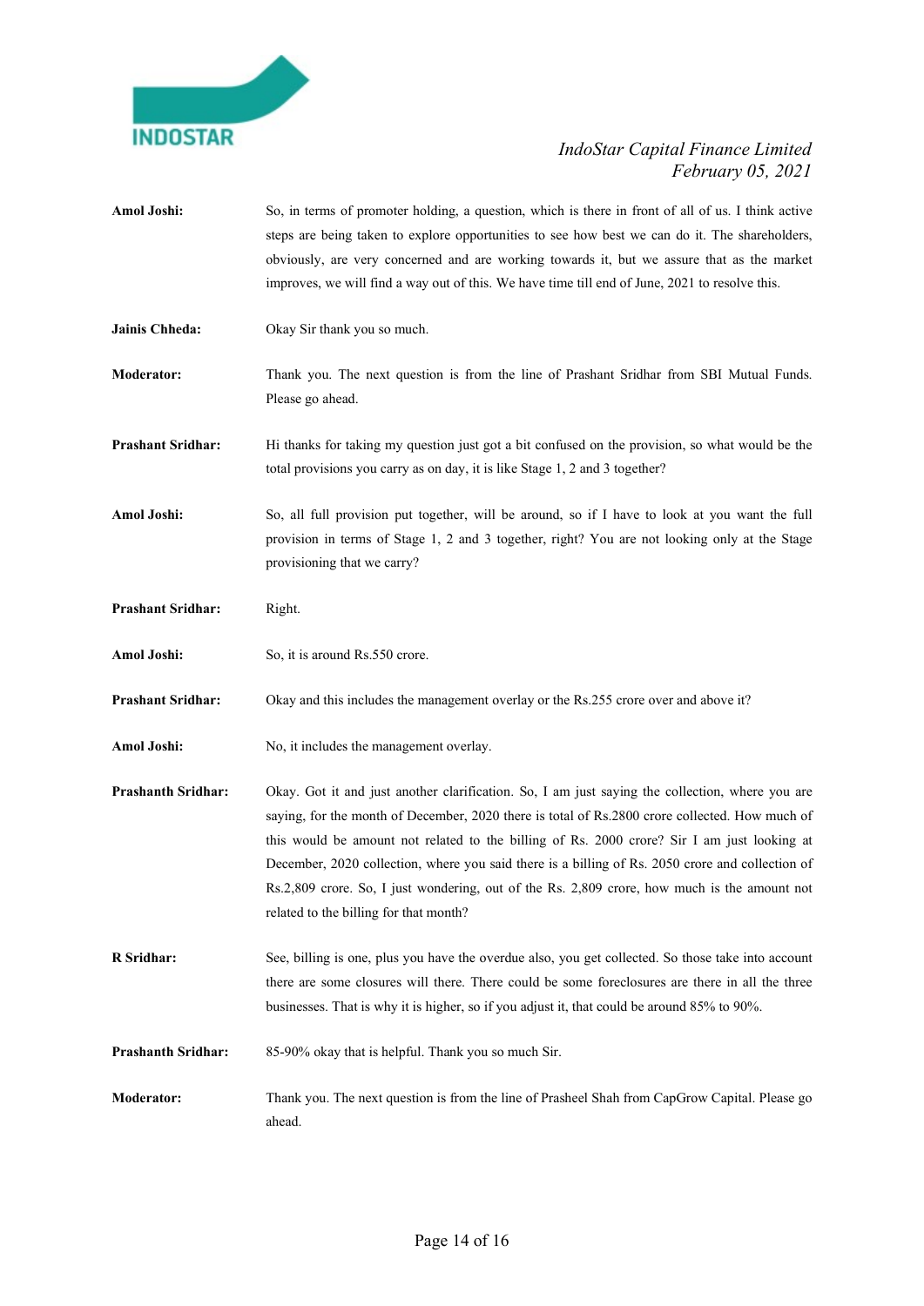**Amol Joshi:** So, in terms of promoter holding, a question, which is there in front of all of us. I think active steps are being taken to explore opportunities to see how best we can do it. The shareholders, obviously, are very concerned and are working towards it, but we assure that as the market improves, we will find a way out of this. We have time till end of June, 2021 to resolve this.

**Jainis Chheda:** Okay Sir thank you so much.

**Moderator:** Thank you. The next question is from the line of Prashant Sridhar from SBI Mutual Funds. Please go ahead.

**Prashant Sridhar:** Hi thanks for taking my question just got a bit confused on the provision, so what would be the total provisions you carry as on day, it is like Stage 1, 2 and 3 together?

**Amol Joshi:** So, all full provision put together, will be around, so if I have to look at you want the full provision in terms of Stage 1, 2 and 3 together, right? You are not looking only at the Stage provisioning that we carry?

**Prashant Sridhar:** Right.

**Amol Joshi:** So, it is around Rs.550 crore.

**Prashant Sridhar:** Okay and this includes the management overlay or the Rs.255 crore over and above it?

**Amol Joshi:** No, it includes the management overlay.

**Prashanth Sridhar:** Okay. Got it and just another clarification. So, I am just saying the collection, where you are saying, for the month of December, 2020 there is total of Rs.2800 crore collected. How much of this would be amount not related to the billing of Rs. 2000 crore? Sir I am just looking at December, 2020 collection, where you said there is a billing of Rs. 2050 crore and collection of Rs.2,809 crore. So, I just wondering, out of the Rs. 2,809 crore, how much is the amount not related to the billing for that month?

**R Sridhar:** See, billing is one, plus you have the overdue also, you get collected. So those take into account there are some closures will there. There could be some foreclosures are there in all the three businesses. That is why it is higher, so if you adjust it, that could be around 85% to 90%.

**Prashanth Sridhar:** 85-90% okay that is helpful. Thank you so much Sir.

**Moderator:** Thank you. The next question is from the line of Prasheel Shah from CapGrow Capital. Please go ahead.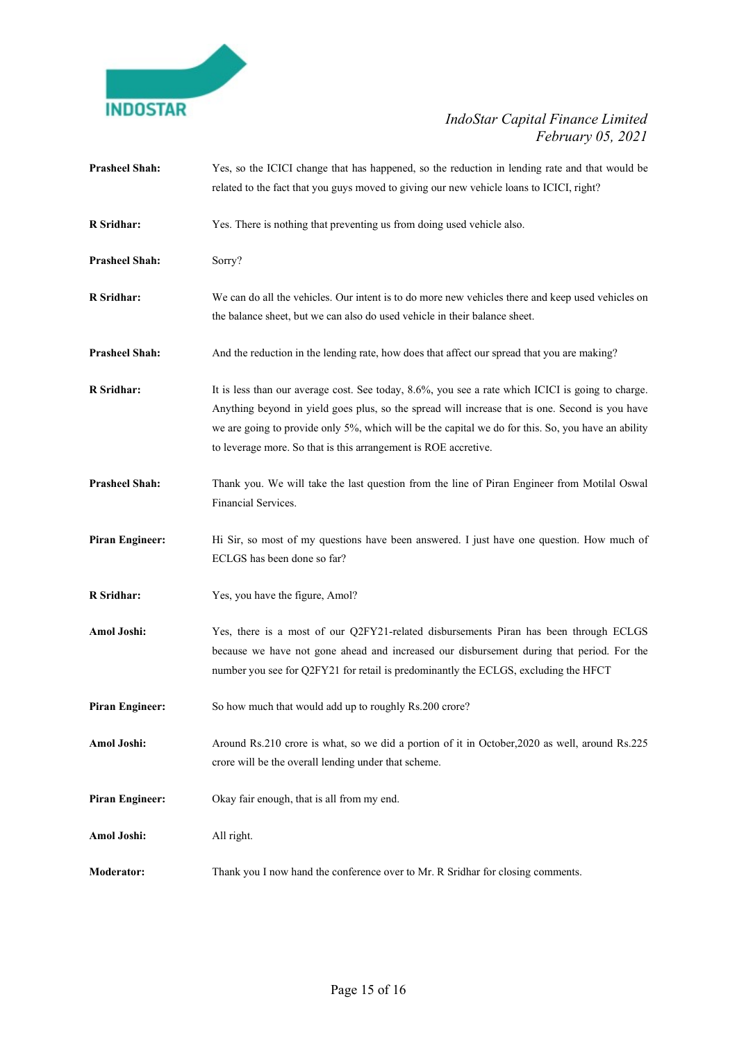**Prasheel Shah:** Yes, so the ICICI change that has happened, so the reduction in lending rate and that would be related to the fact that you guys moved to giving our new vehicle loans to ICICI, right?

**R Sridhar:** Yes. There is nothing that preventing us from doing used vehicle also.

**Prasheel Shah:** Sorry?

**R Sridhar:** We can do all the vehicles. Our intent is to do more new vehicles there and keep used vehicles on the balance sheet, but we can also do used vehicle in their balance sheet.

**Prasheel Shah:** And the reduction in the lending rate, how does that affect our spread that you are making?

**R Sridhar:** It is less than our average cost. See today, 8.6%, you see a rate which ICICI is going to charge. Anything beyond in yield goes plus, so the spread will increase that is one. Second is you have we are going to provide only 5%, which will be the capital we do for this. So, you have an ability to leverage more. So that is this arrangement is ROE accretive.

**Prasheel Shah:** Thank you. We will take the last question from the line of Piran Engineer from Motilal Oswal Financial Services.

**Piran Engineer:** Hi Sir, so most of my questions have been answered. I just have one question. How much of ECLGS has been done so far?

**R Sridhar:** Yes, you have the figure, Amol?

**Amol Joshi:** Yes, there is a most of our Q2FY21-related disbursements Piran has been through ECLGS because we have not gone ahead and increased our disbursement during that period. For the number you see for Q2FY21 for retail is predominantly the ECLGS, excluding the HFCT

**Piran Engineer:** So how much that would add up to roughly Rs.200 crore?

**Amol Joshi:** Around Rs.210 crore is what, so we did a portion of it in October,2020 as well, around Rs.225 crore will be the overall lending under that scheme.

**Piran Engineer:** Okay fair enough, that is all from my end.

**Amol Joshi:** All right.

**Moderator:** Thank you I now hand the conference over to Mr. R Sridhar for closing comments.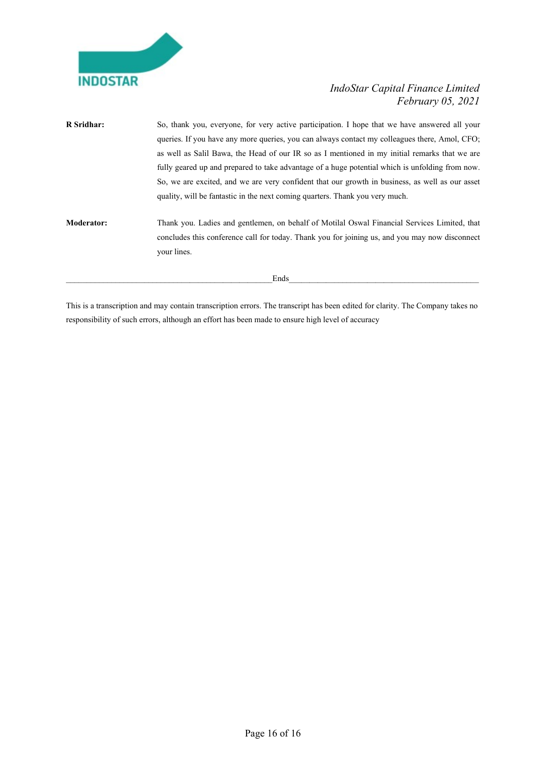**R Sridhar:** So, thank you, everyone, for very active participation. I hope that we have answered all your queries. If you have any more queries, you can always contact my colleagues there, Amol, CFO; as well as Salil Bawa, the Head of our IR so as I mentioned in my initial remarks that we are fully geared up and prepared to take advantage of a huge potential which is unfolding from now. So, we are excited, and we are very confident that our growth in business, as well as our asset quality, will be fantastic in the next coming quarters. Thank you very much.

**Moderator:** Thank you. Ladies and gentlemen, on behalf of Motilal Oswal Financial Services Limited, that concludes this conference call for today. Thank you for joining us, and you may now disconnect your lines.

Ends

This is a transcription and may contain transcription errors. The transcript has been edited for clarity. The Company takes no responsibility of such errors, although an effort has been made to ensure high level of accuracy